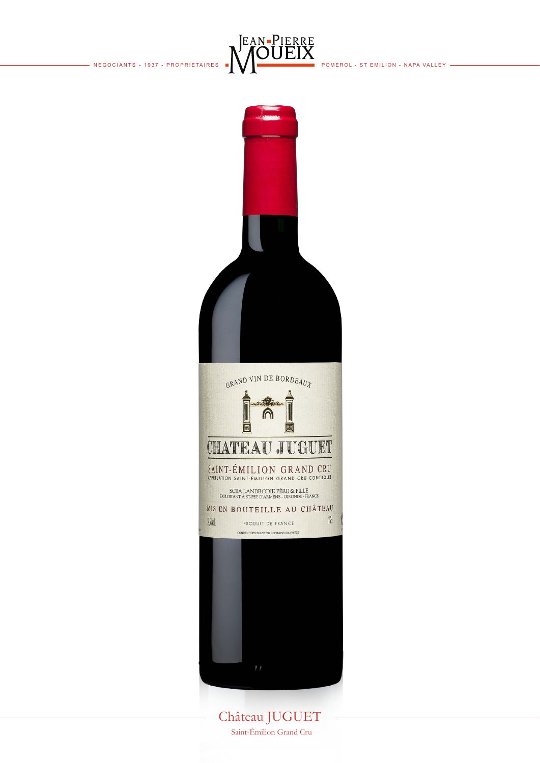# Château JUGUET

Saint-Émilion Grand Cru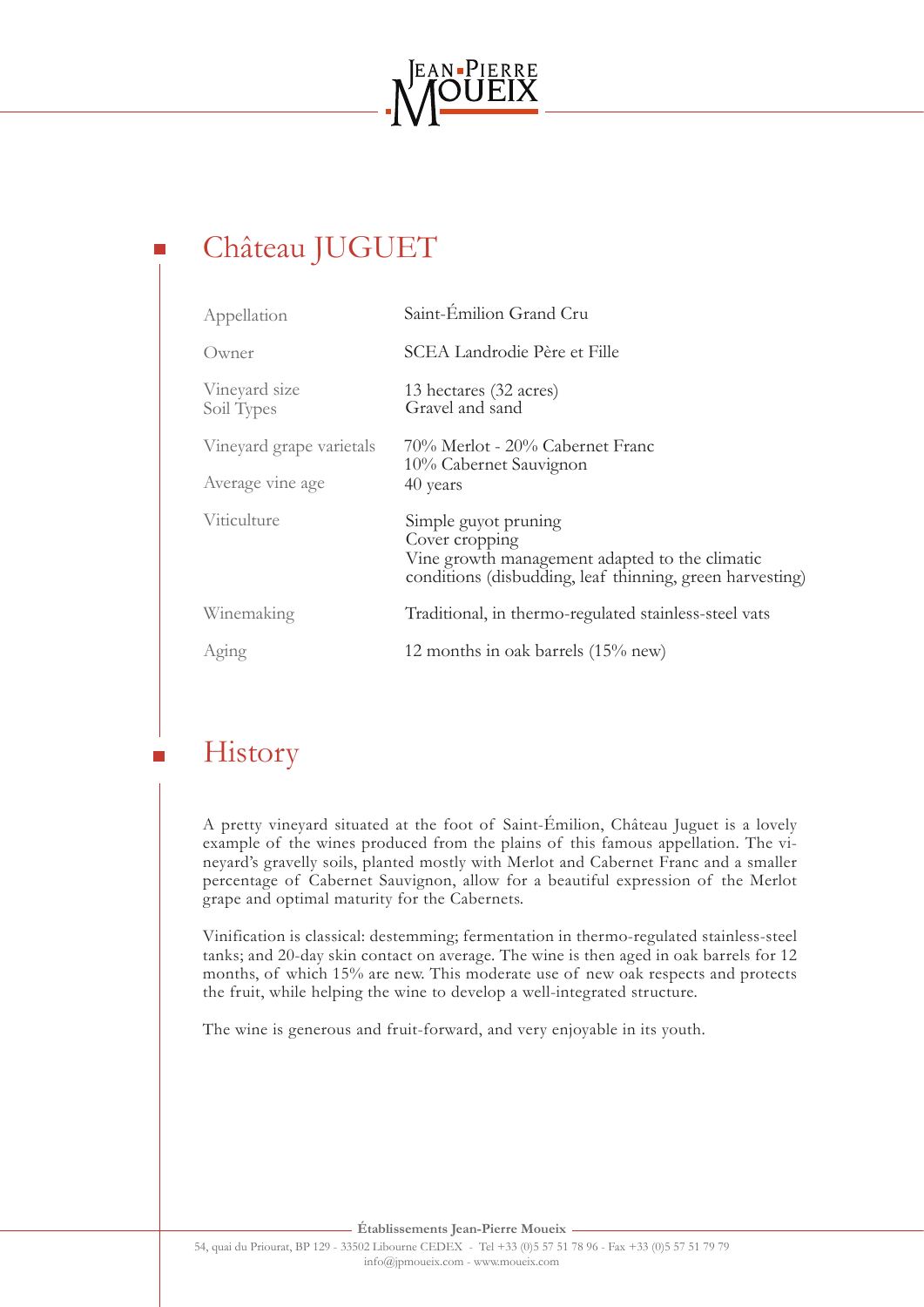# Château JUGUET

| | |
|---|---|
| Appellation | Saint-Émilion Grand Cru |
| Owner | SCEA Landrodie Père et Fille |
| Vineyard size | 13 hectares (32 acres) |
| Soil Types | Gravel and sand |
| Vineyard grape varietals | 70% Merlot - 20% Cabernet Franc<br>10% Cabernet Sauvignon |
| Average vine age | 40 years |
| Viticulture | Simple guyot pruning<br>Cover cropping<br>Vine growth management adapted to the climatic conditions (disbudding, leaf thinning, green harvesting) |
| Winemaking | Traditional, in thermo-regulated stainless-steel vats |
| Aging | 12 months in oak barrels (15% new) |

# History

A pretty vineyard situated at the foot of Saint-Émilion, Château Juguet is a lovely example of the wines produced from the plains of this famous appellation. The vineyard's gravelly soils, planted mostly with Merlot and Cabernet Franc and a smaller percentage of Cabernet Sauvignon, allow for a beautiful expression of the Merlot grape and optimal maturity for the Cabernets.

Vinification is classical: destemming; fermentation in thermo-regulated stainless-steel tanks; and 20-day skin contact on average. The wine is then aged in oak barrels for 12 months, of which 15% are new. This moderate use of new oak respects and protects the fruit, while helping the wine to develop a well-integrated structure.

The wine is generous and fruit-forward, and very enjoyable in its youth.